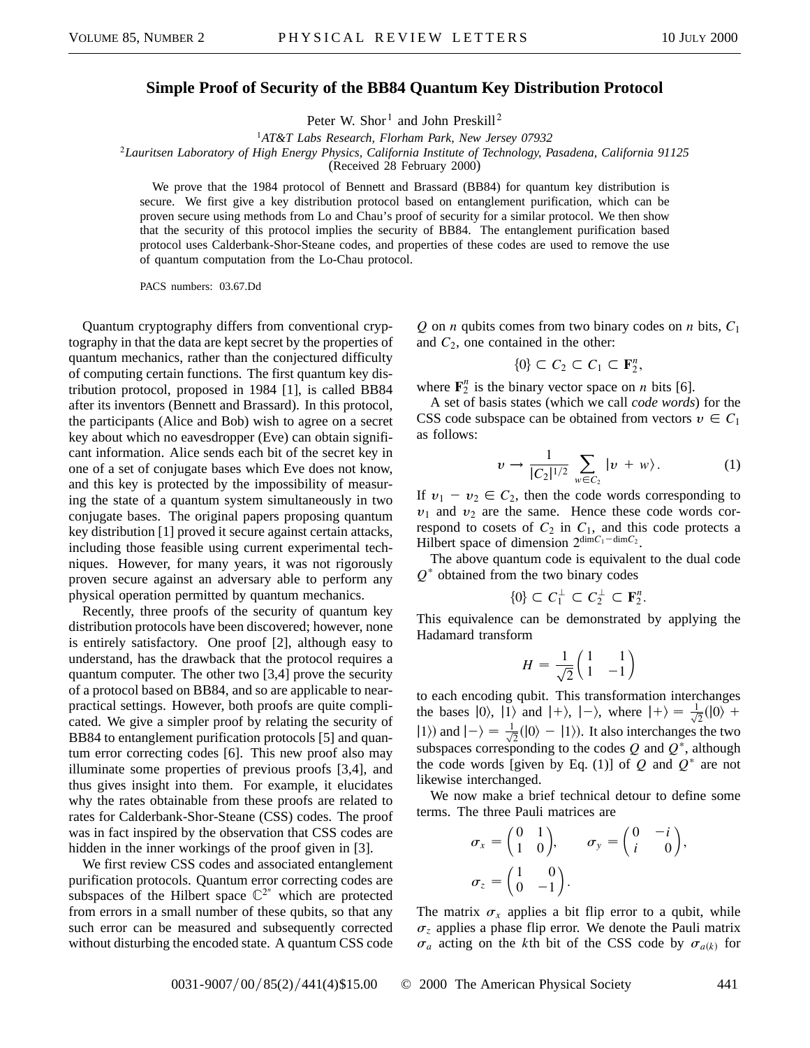# Simple Proof of Security of the BB84 Quantum Key Distribution Protocol

Peter W. Shor[1] and John Preskill[2]

[1]*AT&T Labs Research, Florham Park, New Jersey 07932*

[2]*Lauritsen Laboratory of High Energy Physics, California Institute of Technology, Pasadena, California 91125*

(Received 28 February 2000)

We prove that the 1984 protocol of Bennett and Brassard (BB84) for quantum key distribution is secure. We first give a key distribution protocol based on entanglement purification, which can be proven secure using methods from Lo and Chau's proof of security for a similar protocol. We then show that the security of this protocol implies the security of BB84. The entanglement purification based protocol uses Calderbank-Shor-Steane codes, and properties of these codes are used to remove the use of quantum computation from the Lo-Chau protocol.

PACS numbers: 03.67.Dd

Quantum cryptography differs from conventional cryptography in that the data are kept secret by the properties of quantum mechanics, rather than the conjectured difficulty of computing certain functions. The first quantum key distribution protocol, proposed in 1984 [1], is called BB84 after its inventors (Bennett and Brassard). In this protocol, the participants (Alice and Bob) wish to agree on a secret key about which no eavesdropper (Eve) can obtain significant information. Alice sends each bit of the secret key in one of a set of conjugate bases which Eve does not know, and this key is protected by the impossibility of measuring the state of a quantum system simultaneously in two conjugate bases. The original papers proposing quantum key distribution [1] proved it secure against certain attacks, including those feasible using current experimental techniques. However, for many years, it was not rigorously proven secure against an adversary able to perform any physical operation permitted by quantum mechanics.

Recently, three proofs of the security of quantum key distribution protocols have been discovered; however, none is entirely satisfactory. One proof [2], although easy to understand, has the drawback that the protocol requires a quantum computer. The other two [3,4] prove the security of a protocol based on BB84, and so are applicable to near-practical settings. However, both proofs are quite complicated. We give a simpler proof by relating the security of BB84 to entanglement purification protocols [5] and quantum error correcting codes [6]. This new proof also may illuminate some properties of previous proofs [3,4], and thus gives insight into them. For example, it elucidates why the rates obtainable from these proofs are related to rates for Calderbank-Shor-Steane (CSS) codes. The proof was in fact inspired by the observation that CSS codes are hidden in the inner workings of the proof given in [3].

We first review CSS codes and associated entanglement purification protocols. Quantum error correcting codes are subspaces of the Hilbert space $\mathbb{C}^{2^n}$ which are protected from errors in a small number of these qubits, so that any such error can be measured and subsequently corrected without disturbing the encoded state. A quantum CSS code $Q$ on $n$ qubits comes from two binary codes on $n$ bits, $C_1$ and $C_2$, one contained in the other:

$$\{0\} \subset C_2 \subset C_1 \subset \mathbf{F}_2^n,$$

where $\mathbf{F}_2^n$ is the binary vector space on $n$ bits [6].

A set of basis states (which we call *code words*) for the CSS code subspace can be obtained from vectors $v \in C_1$ as follows:

$$v \rightarrow \frac{1}{|C_2|^{1/2}} \sum_{w \in C_2} |v + w\rangle. \tag{1}$$

If $v_1 - v_2 \in C_2$, then the code words corresponding to $v_1$ and $v_2$ are the same. Hence these code words correspond to cosets of $C_2$ in $C_1$, and this code protects a Hilbert space of dimension $2^{\dim C_1 - \dim C_2}$.

The above quantum code is equivalent to the dual code $Q^*$ obtained from the two binary codes

$$\{0\} \subset C_1^{\perp} \subset C_2^{\perp} \subset \mathbf{F}_2^n.$$

This equivalence can be demonstrated by applying the Hadamard transform

$$H = \frac{1}{\sqrt{2}} \begin{pmatrix} 1 & 1 \\ 1 & -1 \end{pmatrix}$$

to each encoding qubit. This transformation interchanges the bases $|0\rangle$, $|1\rangle$ and $|+\rangle$, $|-\rangle$, where $|+\rangle = \frac{1}{\sqrt{2}}(|0\rangle + |1\rangle)$ and $|-\rangle = \frac{1}{\sqrt{2}}(|0\rangle - |1\rangle)$. It also interchanges the two subspaces corresponding to the codes $Q$ and $Q^*$, although the code words [given by Eq. (1)] of $Q$ and $Q^*$ are not likewise interchanged.

We now make a brief technical detour to define some terms. The three Pauli matrices are

$$\sigma_x = \begin{pmatrix} 0 & 1 \\ 1 & 0 \end{pmatrix}, \qquad \sigma_y = \begin{pmatrix} 0 & -i \\ i & 0 \end{pmatrix},$$

$$\sigma_z = \begin{pmatrix} 1 & 0 \\ 0 & -1 \end{pmatrix}.$$

The matrix $\sigma_x$ applies a bit flip error to a qubit, while $\sigma_z$ applies a phase flip error. We denote the Pauli matrix $\sigma_a$ acting on the $k$th bit of the CSS code by $\sigma_{a(k)}$ for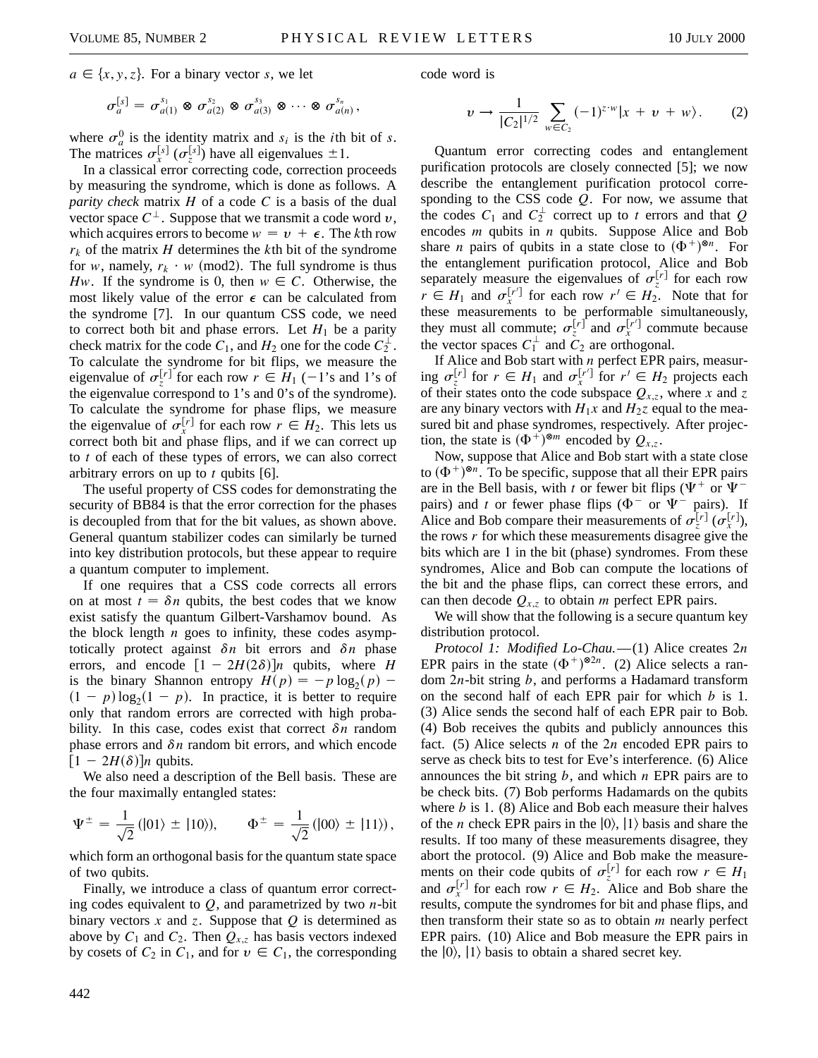$a \in \{x, y, z\}$. For a binary vector $s$, we let

$$\sigma_a^{[s]} = \sigma_{a(1)}^{s_1} \otimes \sigma_{a(2)}^{s_2} \otimes \sigma_{a(3)}^{s_3} \otimes \cdots \otimes \sigma_{a(n)}^{s_n},$$

where $\sigma_a^0$ is the identity matrix and $s_i$ is the $i$th bit of $s$. The matrices $\sigma_x^{[s]}$ ($\sigma_z^{[s]}$) have all eigenvalues $\pm 1$.

In a classical error correcting code, correction proceeds by measuring the syndrome, which is done as follows. A *parity check* matrix $H$ of a code $C$ is a basis of the dual vector space $C^\perp$. Suppose that we transmit a code word $v$, which acquires errors to become $w = v + \epsilon$. The $k$th row $r_k$ of the matrix $H$ determines the $k$th bit of the syndrome for $w$, namely, $r_k \cdot w$ (mod2). The full syndrome is thus $Hw$. If the syndrome is 0, then $w \in C$. Otherwise, the most likely value of the error $\epsilon$ can be calculated from the syndrome [7]. In our quantum CSS code, we need to correct both bit and phase errors. Let $H_1$ be a parity check matrix for the code $C_1$, and $H_2$ one for the code $C_2^\perp$. To calculate the syndrome for bit flips, we measure the eigenvalue of $\sigma_z^{[r]}$ for each row $r \in H_1$ ($-1$'s and 1's of the eigenvalue correspond to 1's and 0's of the syndrome). To calculate the syndrome for phase flips, we measure the eigenvalue of $\sigma_x^{[r]}$ for each row $r \in H_2$. This lets us correct both bit and phase flips, and if we can correct up to $t$ of each of these types of errors, we can also correct arbitrary errors on up to $t$ qubits [6].

The useful property of CSS codes for demonstrating the security of BB84 is that the error correction for the phases is decoupled from that for the bit values, as shown above. General quantum stabilizer codes can similarly be turned into key distribution protocols, but these appear to require a quantum computer to implement.

If one requires that a CSS code corrects all errors on at most $t = \delta n$ qubits, the best codes that we know exist satisfy the quantum Gilbert-Varshamov bound. As the block length $n$ goes to infinity, these codes asymptotically protect against $\delta n$ bit errors and $\delta n$ phase errors, and encode $[1 - 2H(2\delta)]n$ qubits, where $H$ is the binary Shannon entropy $H(p) = -p\log_2(p) - (1-p)\log_2(1-p)$. In practice, it is better to require only that random errors are corrected with high probability. In this case, codes exist that correct $\delta n$ random phase errors and $\delta n$ random bit errors, and which encode $[1 - 2H(\delta)]n$ qubits.

We also need a description of the Bell basis. These are the four maximally entangled states:

$$\Psi^\pm = \frac{1}{\sqrt{2}}(|01\rangle \pm |10\rangle), \qquad \Phi^\pm = \frac{1}{\sqrt{2}}(|00\rangle \pm |11\rangle),$$

which form an orthogonal basis for the quantum state space of two qubits.

Finally, we introduce a class of quantum error correcting codes equivalent to $Q$, and parametrized by two $n$-bit binary vectors $x$ and $z$. Suppose that $Q$ is determined as above by $C_1$ and $C_2$. Then $Q_{x,z}$ has basis vectors indexed by cosets of $C_2$ in $C_1$, and for $v \in C_1$, the corresponding code word is

$$v \to \frac{1}{|C_2|^{1/2}} \sum_{w \in C_2} (-1)^{z \cdot w} |x + v + w\rangle. \qquad (2)$$

Quantum error correcting codes and entanglement purification protocols are closely connected [5]; we now describe the entanglement purification protocol corresponding to the CSS code $Q$. For now, we assume that the codes $C_1$ and $C_2^\perp$ correct up to $t$ errors and that $Q$ encodes $m$ qubits in $n$ qubits. Suppose Alice and Bob share $n$ pairs of qubits in a state close to $(\Phi^+)^{\otimes n}$. For the entanglement purification protocol, Alice and Bob separately measure the eigenvalues of $\sigma_z^{[r]}$ for each row $r \in H_1$ and $\sigma_x^{[r']}$ for each row $r' \in H_2$. Note that for these measurements to be performable simultaneously, they must all commute; $\sigma_z^{[r]}$ and $\sigma_x^{[r']}$ commute because the vector spaces $C_1^\perp$ and $C_2$ are orthogonal.

If Alice and Bob start with $n$ perfect EPR pairs, measuring $\sigma_z^{[r]}$ for $r \in H_1$ and $\sigma_x^{[r']}$ for $r' \in H_2$ projects each of their states onto the code subspace $Q_{x,z}$, where $x$ and $z$ are any binary vectors with $H_1 x$ and $H_2 z$ equal to the measured bit and phase syndromes, respectively. After projection, the state is $(\Phi^+)^{\otimes m}$ encoded by $Q_{x,z}$.

Now, suppose that Alice and Bob start with a state close to $(\Phi^+)^{\otimes n}$. To be specific, suppose that all their EPR pairs are in the Bell basis, with $t$ or fewer bit flips ($\Psi^+$ or $\Psi^-$ pairs) and $t$ or fewer phase flips ($\Phi^-$ or $\Psi^-$ pairs). If Alice and Bob compare their measurements of $\sigma_z^{[r]}$ ($\sigma_x^{[r]}$), the rows $r$ for which these measurements disagree give the bits which are 1 in the bit (phase) syndromes. From these syndromes, Alice and Bob can compute the locations of the bit and the phase flips, can correct these errors, and can then decode $Q_{x,z}$ to obtain $m$ perfect EPR pairs.

We will show that the following is a secure quantum key distribution protocol.

*Protocol 1: Modified Lo-Chau.*—(1) Alice creates $2n$ EPR pairs in the state $(\Phi^+)^{\otimes 2n}$. (2) Alice selects a random $2n$-bit string $b$, and performs a Hadamard transform on the second half of each EPR pair for which $b$ is 1. (3) Alice sends the second half of each EPR pair to Bob. (4) Bob receives the qubits and publicly announces this fact. (5) Alice selects $n$ of the $2n$ encoded EPR pairs to serve as check bits to test for Eve's interference. (6) Alice announces the bit string $b$, and which $n$ EPR pairs are to be check bits. (7) Bob performs Hadamards on the qubits where $b$ is 1. (8) Alice and Bob each measure their halves of the $n$ check EPR pairs in the $|0\rangle, |1\rangle$ basis and share the results. If too many of these measurements disagree, they abort the protocol. (9) Alice and Bob make the measurements on their code qubits of $\sigma_z^{[r]}$ for each row $r \in H_1$ and $\sigma_x^{[r]}$ for each row $r \in H_2$. Alice and Bob share the results, compute the syndromes for bit and phase flips, and then transform their state so as to obtain $m$ nearly perfect EPR pairs. (10) Alice and Bob measure the EPR pairs in the $|0\rangle, |1\rangle$ basis to obtain a shared secret key.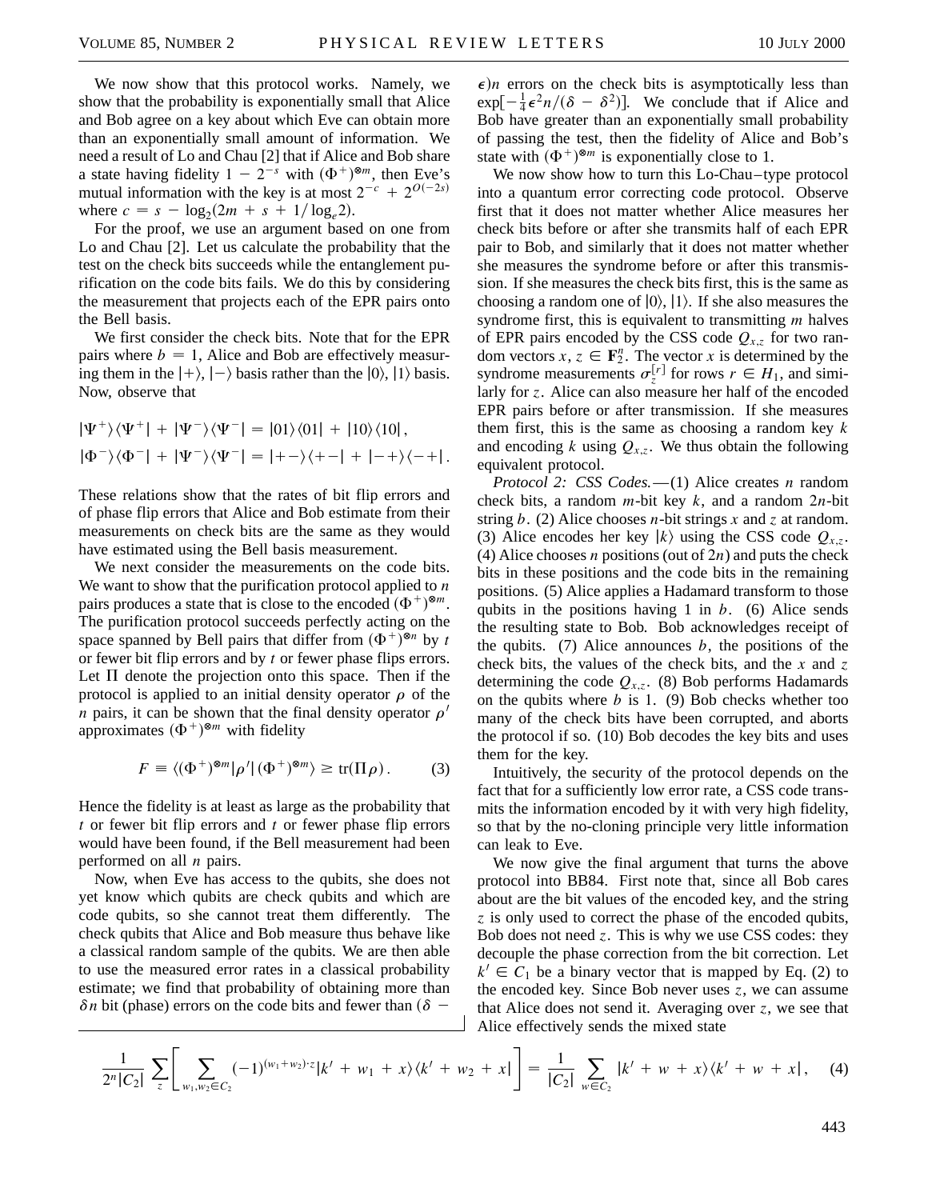We now show that this protocol works. Namely, we show that the probability is exponentially small that Alice and Bob agree on a key about which Eve can obtain more than an exponentially small amount of information. We need a result of Lo and Chau [2] that if Alice and Bob share a state having fidelity $1 - 2^{-s}$ with $(\Phi^+)^{\otimes m}$, then Eve's mutual information with the key is at most $2^{-c} + 2^{O(-2s)}$ where $c = s - \log_2(2m + s + 1/\log_e 2)$.

For the proof, we use an argument based on one from Lo and Chau [2]. Let us calculate the probability that the test on the check bits succeeds while the entanglement purification on the code bits fails. We do this by considering the measurement that projects each of the EPR pairs onto the Bell basis.

We first consider the check bits. Note that for the EPR pairs where $b = 1$, Alice and Bob are effectively measuring them in the $|+\rangle$, $|-\rangle$ basis rather than the $|0\rangle$, $|1\rangle$ basis. Now, observe that

$$|\Psi^+\rangle\langle\Psi^+| + |\Psi^-\rangle\langle\Psi^-| = |01\rangle\langle 01| + |10\rangle\langle 10|,$$

$$|\Phi^-\rangle\langle\Phi^-| + |\Psi^-\rangle\langle\Psi^-| = |+-\rangle\langle +-| + |-+\rangle\langle -+|.$$

These relations show that the rates of bit flip errors and of phase flip errors that Alice and Bob estimate from their measurements on check bits are the same as they would have estimated using the Bell basis measurement.

We next consider the measurements on the code bits. We want to show that the purification protocol applied to $n$ pairs produces a state that is close to the encoded $(\Phi^+)^{\otimes m}$. The purification protocol succeeds perfectly acting on the space spanned by Bell pairs that differ from $(\Phi^+)^{\otimes n}$ by $t$ or fewer bit flip errors and by $t$ or fewer phase flips errors. Let $\Pi$ denote the projection onto this space. Then if the protocol is applied to an initial density operator $\rho$ of the $n$ pairs, it can be shown that the final density operator $\rho'$ approximates $(\Phi^+)^{\otimes m}$ with fidelity

$$F \equiv \langle(\Phi^+)^{\otimes m}|\rho'|(\Phi^+)^{\otimes m}\rangle \geq \mathrm{tr}(\Pi\rho). \tag{3}$$

Hence the fidelity is at least as large as the probability that $t$ or fewer bit flip errors and $t$ or fewer phase flip errors would have been found, if the Bell measurement had been performed on all $n$ pairs.

Now, when Eve has access to the qubits, she does not yet know which qubits are check qubits and which are code qubits, so she cannot treat them differently. The check qubits that Alice and Bob measure thus behave like a classical random sample of the qubits. We are then able to use the measured error rates in a classical probability estimate; we find that probability of obtaining more than $\delta n$ bit (phase) errors on the code bits and fewer than $(\delta - \epsilon)n$ errors on the check bits is asymptotically less than $\exp[-\frac{1}{4}\epsilon^2 n/(\delta - \delta^2)]$. We conclude that if Alice and Bob have greater than an exponentially small probability of passing the test, then the fidelity of Alice and Bob's state with $(\Phi^+)^{\otimes m}$ is exponentially close to 1.

We now show how to turn this Lo-Chau–type protocol into a quantum error correcting code protocol. Observe first that it does not matter whether Alice measures her check bits before or after she transmits half of each EPR pair to Bob, and similarly that it does not matter whether she measures the syndrome before or after this transmission. If she measures the check bits first, this is the same as choosing a random one of $|0\rangle$, $|1\rangle$. If she also measures the syndrome first, this is equivalent to transmitting $m$ halves of EPR pairs encoded by the CSS code $Q_{x,z}$ for two random vectors $x, z \in \mathbf{F}_2^n$. The vector $x$ is determined by the syndrome measurements $\sigma_z^{[r]}$ for rows $r \in H_1$, and similarly for $z$. Alice can also measure her half of the encoded EPR pairs before or after transmission. If she measures them first, this is the same as choosing a random key $k$ and encoding $k$ using $Q_{x,z}$. We thus obtain the following equivalent protocol.

*Protocol 2: CSS Codes.*—(1) Alice creates $n$ random check bits, a random $m$-bit key $k$, and a random $2n$-bit string $b$. (2) Alice chooses $n$-bit strings $x$ and $z$ at random. (3) Alice encodes her key $|k\rangle$ using the CSS code $Q_{x,z}$. (4) Alice chooses $n$ positions (out of $2n$) and puts the check bits in these positions and the code bits in the remaining positions. (5) Alice applies a Hadamard transform to those qubits in the positions having 1 in $b$. (6) Alice sends the resulting state to Bob. Bob acknowledges receipt of the qubits. (7) Alice announces $b$, the positions of the check bits, the values of the check bits, and the $x$ and $z$ determining the code $Q_{x,z}$. (8) Bob performs Hadamards on the qubits where $b$ is 1. (9) Bob checks whether too many of the check bits have been corrupted, and aborts the protocol if so. (10) Bob decodes the key bits and uses them for the key.

Intuitively, the security of the protocol depends on the fact that for a sufficiently low error rate, a CSS code transmits the information encoded by it with very high fidelity, so that by the no-cloning principle very little information can leak to Eve.

We now give the final argument that turns the above protocol into BB84. First note that, since all Bob cares about are the bit values of the encoded key, and the string $z$ is only used to correct the phase of the encoded qubits, Bob does not need $z$. This is why we use CSS codes: they decouple the phase correction from the bit correction. Let $k' \in C_1$ be a binary vector that is mapped by Eq. (2) to the encoded key. Since Bob never uses $z$, we can assume that Alice does not send it. Averaging over $z$, we see that Alice effectively sends the mixed state

$$\frac{1}{2^n|C_2|}\sum_z\left[\sum_{w_1,w_2\in C_2}(-1)^{(w_1+w_2)\cdot z}|k' + w_1 + x\rangle\langle k' + w_2 + x|\right] = \frac{1}{|C_2|}\sum_{w\in C_2}|k' + w + x\rangle\langle k' + w + x|, \tag{4}$$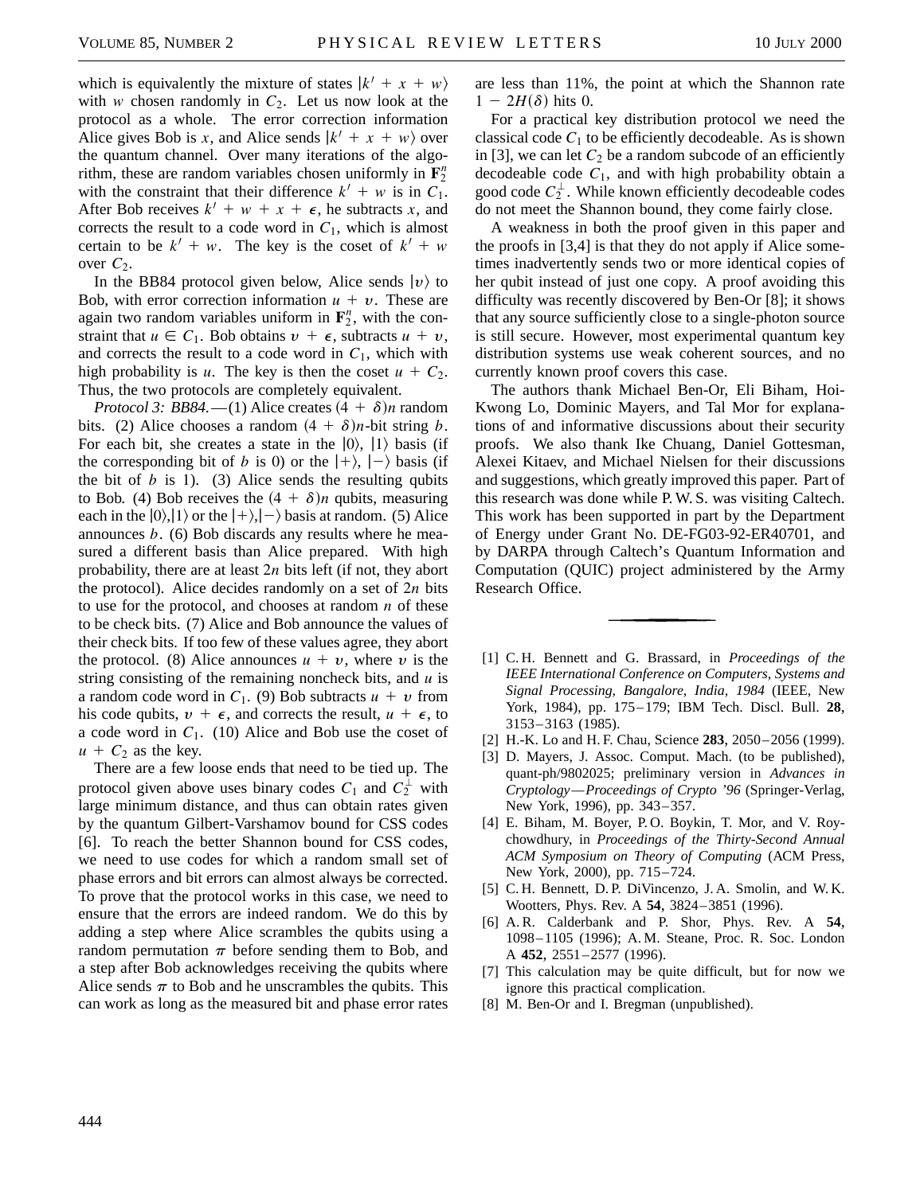which is equivalently the mixture of states $|k' + x + w\rangle$ with $w$ chosen randomly in $C_2$. Let us now look at the protocol as a whole. The error correction information Alice gives Bob is $x$, and Alice sends $|k' + x + w\rangle$ over the quantum channel. Over many iterations of the algorithm, these are random variables chosen uniformly in $\mathbf{F}_2^n$ with the constraint that their difference $k' + w$ is in $C_1$. After Bob receives $k' + w + x + \epsilon$, he subtracts $x$, and corrects the result to a code word in $C_1$, which is almost certain to be $k' + w$. The key is the coset of $k' + w$ over $C_2$.

In the BB84 protocol given below, Alice sends $|v\rangle$ to Bob, with error correction information $u + v$. These are again two random variables uniform in $\mathbf{F}_2^n$, with the constraint that $u \in C_1$. Bob obtains $v + \epsilon$, subtracts $u + v$, and corrects the result to a code word in $C_1$, which with high probability is $u$. The key is then the coset $u + C_2$. Thus, the two protocols are completely equivalent.

*Protocol 3: BB84.*—(1) Alice creates $(4 + \delta)n$ random bits. (2) Alice chooses a random $(4 + \delta)n$-bit string $b$. For each bit, she creates a state in the $|0\rangle$, $|1\rangle$ basis (if the corresponding bit of $b$ is 0) or the $|+\rangle$, $|-\rangle$ basis (if the bit of $b$ is 1). (3) Alice sends the resulting qubits to Bob. (4) Bob receives the $(4 + \delta)n$ qubits, measuring each in the $|0\rangle$,$|1\rangle$ or the $|+\rangle$,$|-\rangle$ basis at random. (5) Alice announces $b$. (6) Bob discards any results where he measured a different basis than Alice prepared. With high probability, there are at least $2n$ bits left (if not, they abort the protocol). Alice decides randomly on a set of $2n$ bits to use for the protocol, and chooses at random $n$ of these to be check bits. (7) Alice and Bob announce the values of their check bits. If too few of these values agree, they abort the protocol. (8) Alice announces $u + v$, where $v$ is the string consisting of the remaining noncheck bits, and $u$ is a random code word in $C_1$. (9) Bob subtracts $u + v$ from his code qubits, $v + \epsilon$, and corrects the result, $u + \epsilon$, to a code word in $C_1$. (10) Alice and Bob use the coset of $u + C_2$ as the key.

There are a few loose ends that need to be tied up. The protocol given above uses binary codes $C_1$ and $C_2^\perp$ with large minimum distance, and thus can obtain rates given by the quantum Gilbert-Varshamov bound for CSS codes [6]. To reach the better Shannon bound for CSS codes, we need to use codes for which a random small set of phase errors and bit errors can almost always be corrected. To prove that the protocol works in this case, we need to ensure that the errors are indeed random. We do this by adding a step where Alice scrambles the qubits using a random permutation $\pi$ before sending them to Bob, and a step after Bob acknowledges receiving the qubits where Alice sends $\pi$ to Bob and he unscrambles the qubits. This can work as long as the measured bit and phase error rates are less than 11%, the point at which the Shannon rate $1 - 2H(\delta)$ hits 0.

For a practical key distribution protocol we need the classical code $C_1$ to be efficiently decodeable. As is shown in [3], we can let $C_2$ be a random subcode of an efficiently decodeable code $C_1$, and with high probability obtain a good code $C_2^\perp$. While known efficiently decodeable codes do not meet the Shannon bound, they come fairly close.

A weakness in both the proof given in this paper and the proofs in [3,4] is that they do not apply if Alice sometimes inadvertently sends two or more identical copies of her qubit instead of just one copy. A proof avoiding this difficulty was recently discovered by Ben-Or [8]; it shows that any source sufficiently close to a single-photon source is still secure. However, most experimental quantum key distribution systems use weak coherent sources, and no currently known proof covers this case.

The authors thank Michael Ben-Or, Eli Biham, Hoi-Kwong Lo, Dominic Mayers, and Tal Mor for explanations of and informative discussions about their security proofs. We also thank Ike Chuang, Daniel Gottesman, Alexei Kitaev, and Michael Nielsen for their discussions and suggestions, which greatly improved this paper. Part of this research was done while P. W. S. was visiting Caltech. This work has been supported in part by the Department of Energy under Grant No. DE-FG03-92-ER40701, and by DARPA through Caltech's Quantum Information and Computation (QUIC) project administered by the Army Research Office.

---

[1] C. H. Bennett and G. Brassard, in *Proceedings of the IEEE International Conference on Computers, Systems and Signal Processing, Bangalore, India, 1984* (IEEE, New York, 1984), pp. 175–179; IBM Tech. Discl. Bull. **28**, 3153–3163 (1985).

[2] H.-K. Lo and H. F. Chau, Science **283**, 2050–2056 (1999).

[3] D. Mayers, J. Assoc. Comput. Mach. (to be published), quant-ph/9802025; preliminary version in *Advances in Cryptology—Proceedings of Crypto '96* (Springer-Verlag, New York, 1996), pp. 343–357.

[4] E. Biham, M. Boyer, P. O. Boykin, T. Mor, and V. Roychowdhury, in *Proceedings of the Thirty-Second Annual ACM Symposium on Theory of Computing* (ACM Press, New York, 2000), pp. 715–724.

[5] C. H. Bennett, D. P. DiVincenzo, J. A. Smolin, and W. K. Wootters, Phys. Rev. A **54**, 3824–3851 (1996).

[6] A. R. Calderbank and P. Shor, Phys. Rev. A **54**, 1098–1105 (1996); A. M. Steane, Proc. R. Soc. London A **452**, 2551–2577 (1996).

[7] This calculation may be quite difficult, but for now we ignore this practical complication.

[8] M. Ben-Or and I. Bregman (unpublished).